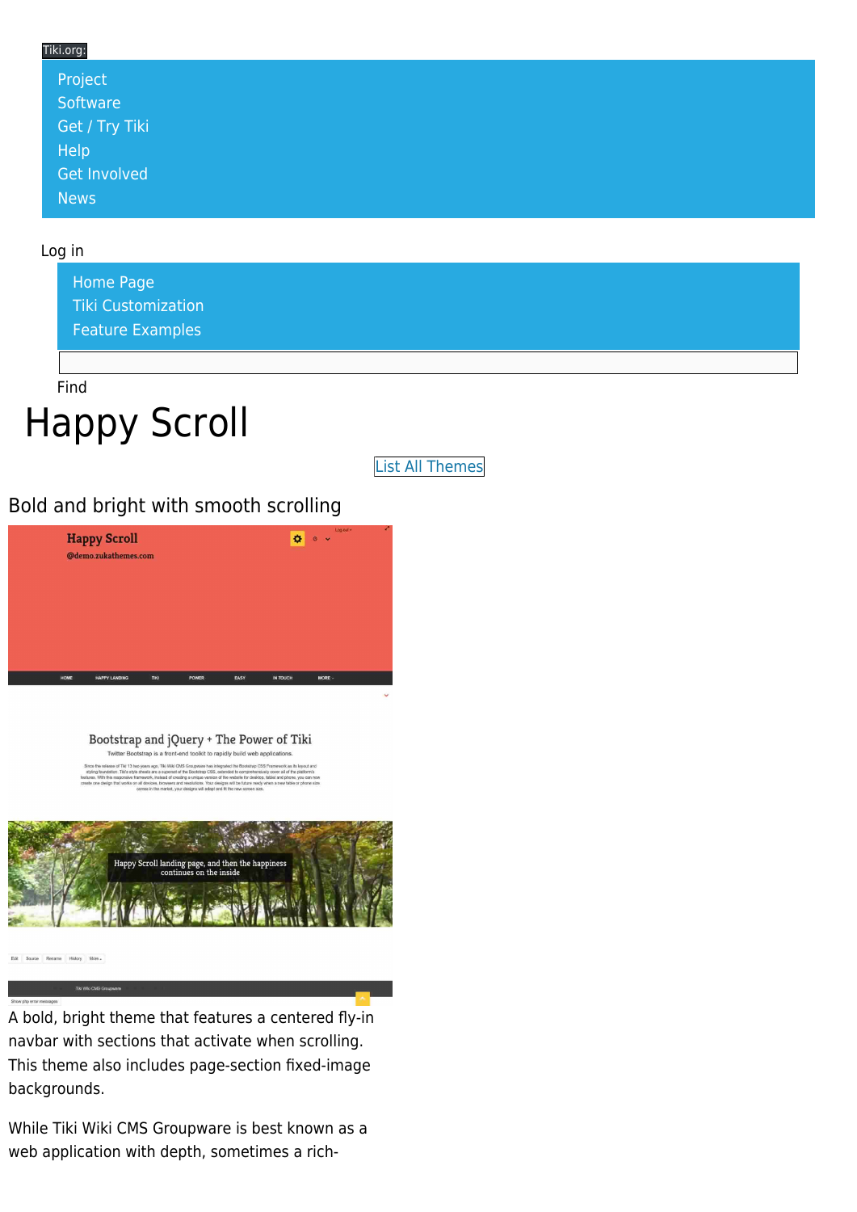Tiki.org:

- Project
- Software
- Get / Try Tiki
- Help
- Get Involved
- News

Log in

- Home Page
- Tiki Customization
- Feature Examples

Find

# Happy Scroll

List All Themes

## Bold and bright with smooth scrolling

A bold, bright theme that features a centered fly-in navbar with sections that activate when scrolling. This theme also includes page-section fixed-image backgrounds.

While Tiki Wiki CMS Groupware is best known as a web application with depth, sometimes a rich-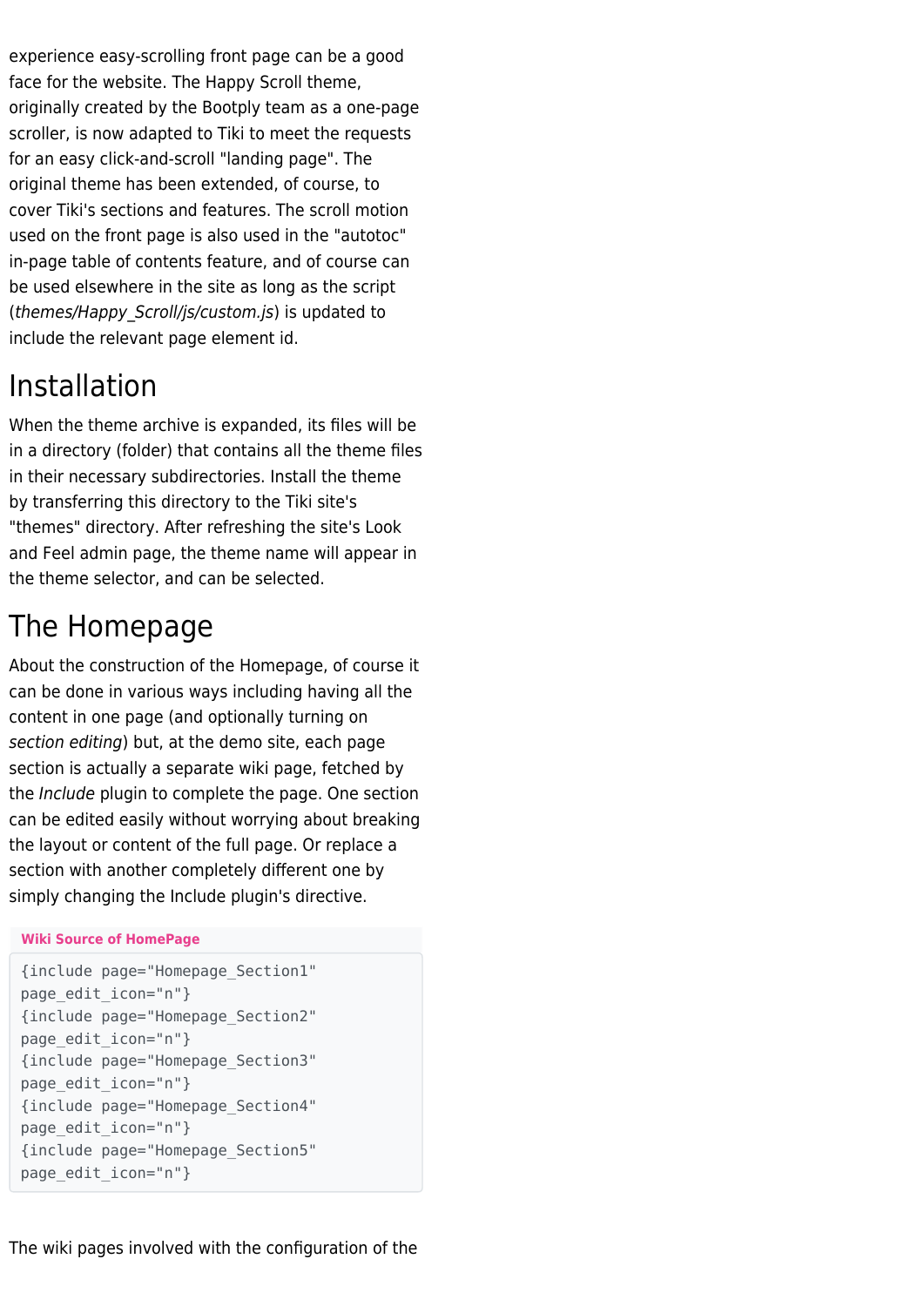experience easy-scrolling front page can be a good face for the website. The Happy Scroll theme, originally created by the Bootply team as a one-page scroller, is now adapted to Tiki to meet the requests for an easy click-and-scroll "landing page". The original theme has been extended, of course, to cover Tiki's sections and features. The scroll motion used on the front page is also used in the "autotoc" in-page table of contents feature, and of course can be used elsewhere in the site as long as the script (*themes/Happy_Scroll/js/custom.js*) is updated to include the relevant page element id.

# Installation

When the theme archive is expanded, its files will be in a directory (folder) that contains all the theme files in their necessary subdirectories. Install the theme by transferring this directory to the Tiki site's "themes" directory. After refreshing the site's Look and Feel admin page, the theme name will appear in the theme selector, and can be selected.

# The Homepage

About the construction of the Homepage, of course it can be done in various ways including having all the content in one page (and optionally turning on *section editing*) but, at the demo site, each page section is actually a separate wiki page, fetched by the *Include* plugin to complete the page. One section can be edited easily without worrying about breaking the layout or content of the full page. Or replace a section with another completely different one by simply changing the Include plugin's directive.

**Wiki Source of HomePage**

```
{include page="Homepage_Section1" page_edit_icon="n"}
{include page="Homepage_Section2" page_edit_icon="n"}
{include page="Homepage_Section3" page_edit_icon="n"}
{include page="Homepage_Section4" page_edit_icon="n"}
{include page="Homepage_Section5" page_edit_icon="n"}
```

The wiki pages involved with the configuration of the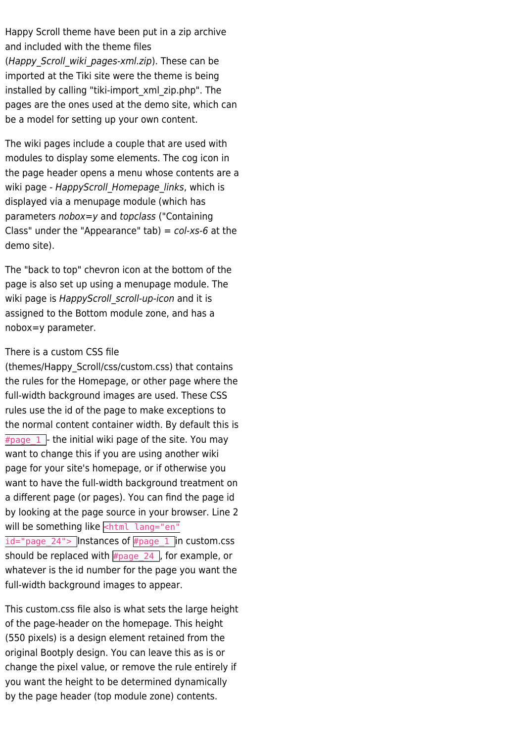Happy Scroll theme have been put in a zip archive and included with the theme files (*Happy_Scroll_wiki_pages-xml.zip*). These can be imported at the Tiki site were the theme is being installed by calling "tiki-import_xml_zip.php". The pages are the ones used at the demo site, which can be a model for setting up your own content.

The wiki pages include a couple that are used with modules to display some elements. The cog icon in the page header opens a menu whose contents are a wiki page - *HappyScroll_Homepage_links*, which is displayed via a menupage module (which has parameters *nobox=y* and *topclass* ("Containing Class" under the "Appearance" tab) = *col-xs-6* at the demo site).

The "back to top" chevron icon at the bottom of the page is also set up using a menupage module. The wiki page is *HappyScroll_scroll-up-icon* and it is assigned to the Bottom module zone, and has a nobox=y parameter.

There is a custom CSS file (themes/Happy_Scroll/css/custom.css) that contains the rules for the Homepage, or other page where the full-width background images are used. These CSS rules use the id of the page to make exceptions to the normal content container width. By default this is `#page_1` - the initial wiki page of the site. You may want to change this if you are using another wiki page for your site's homepage, or if otherwise you want to have the full-width background treatment on a different page (or pages). You can find the page id by looking at the page source in your browser. Line 2 will be something like `<html lang="en" id="page_24">` Instances of `#page_1` in custom.css should be replaced with `#page_24`, for example, or whatever is the id number for the page you want the full-width background images to appear.

This custom.css file also is what sets the large height of the page-header on the homepage. This height (550 pixels) is a design element retained from the original Bootply design. You can leave this as is or change the pixel value, or remove the rule entirely if you want the height to be determined dynamically by the page header (top module zone) contents.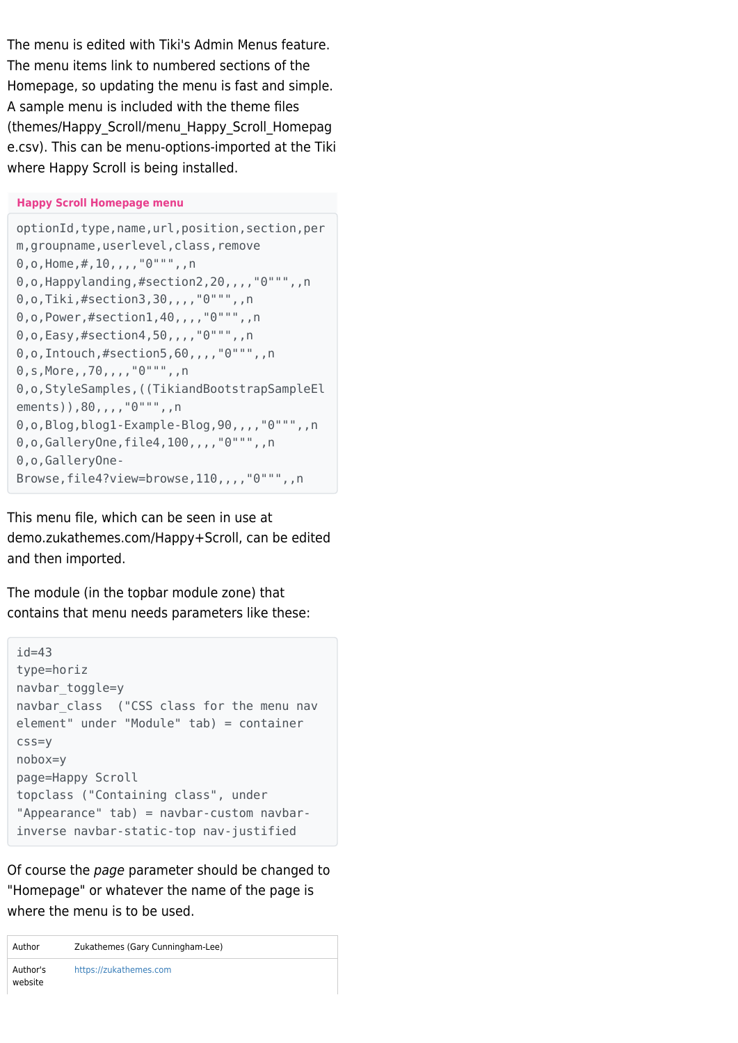The menu is edited with Tiki's Admin Menus feature. The menu items link to numbered sections of the Homepage, so updating the menu is fast and simple. A sample menu is included with the theme files (themes/Happy_Scroll/menu_Happy_Scroll_Homepage.csv). This can be menu-options-imported at the Tiki where Happy Scroll is being installed.

**Happy Scroll Homepage menu**

```
optionId,type,name,url,position,section,perm,groupname,userlevel,class,remove
0,o,Home,#,10,,,,"0""",,n
0,o,Happylanding,#section2,20,,,,"0""",,n
0,o,Tiki,#section3,30,,,,"0""",,n
0,o,Power,#section1,40,,,,"0""",,n
0,o,Easy,#section4,50,,,,"0""",,n
0,o,Intouch,#section5,60,,,,"0""",,n
0,s,More,,70,,,,"0""",,n
0,o,StyleSamples,((TikiandBootstrapSampleElements)),80,,,,"0""",,n
0,o,Blog,blog1-Example-Blog,90,,,,"0""",,n
0,o,GalleryOne,file4,100,,,,"0""",,n
0,o,GalleryOne-Browse,file4?view=browse,110,,,,"0""",,n
```

This menu file, which can be seen in use at demo.zukathemes.com/Happy+Scroll, can be edited and then imported.

The module (in the topbar module zone) that contains that menu needs parameters like these:

```
id=43
type=horiz
navbar_toggle=y
navbar_class  ("CSS class for the menu nav element" under "Module" tab) = container
css=y
nobox=y
page=Happy Scroll
topclass ("Containing class", under "Appearance" tab) = navbar-custom navbar-inverse navbar-static-top nav-justified
```

Of course the *page* parameter should be changed to "Homepage" or whatever the name of the page is where the menu is to be used.

| Author | Zukathemes (Gary Cunningham-Lee) |
|---|---|
| Author's website | https://zukathemes.com |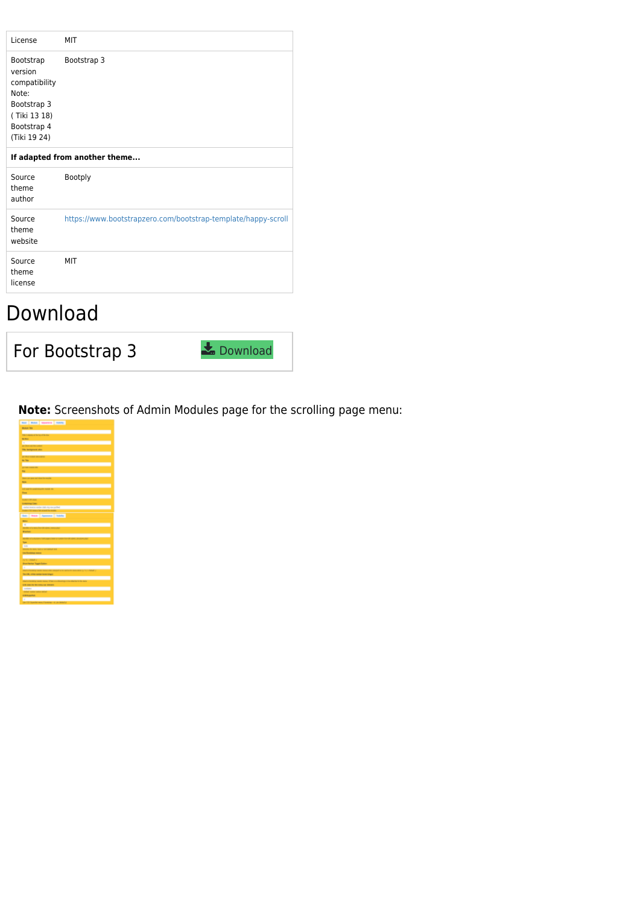| | |
|---|---|
| License | MIT |
| Bootstrap version compatibility Note: Bootstrap 3 ( Tiki 13 18) Bootstrap 4 (Tiki 19 24) | Bootstrap 3 |
| **If adapted from another theme...** | |
| Source theme author | Bootply |
| Source theme website | https://www.bootstrapzero.com/bootstrap-template/happy-scroll |
| Source theme license | MIT |

# Download

| | |
|---|---|
| For Bootstrap 3 | Download |

**Note:** Screenshots of Admin Modules page for the scrolling page menu: